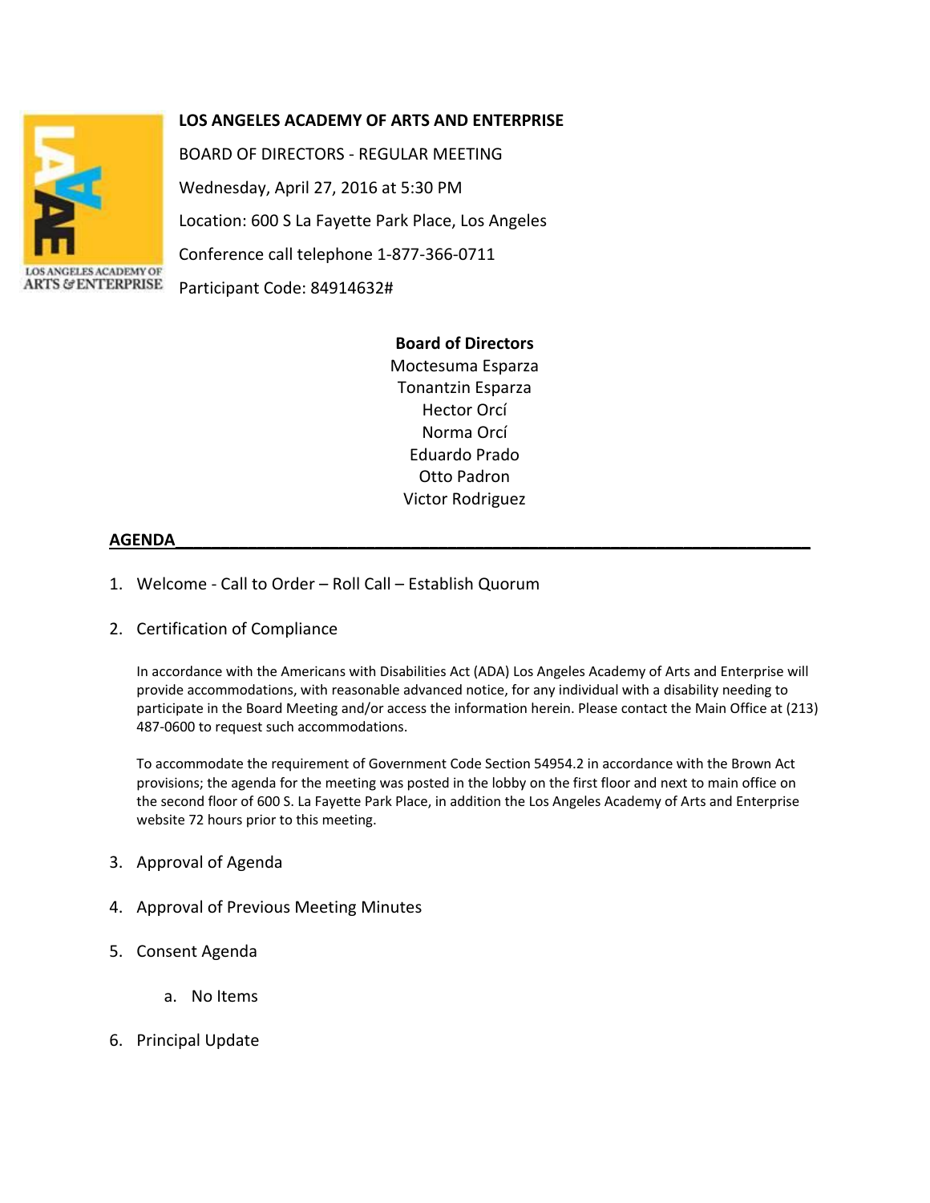**LOS ANGELES ACADEMY OF ARTS AND ENTERPRISE**

BOARD OF DIRECTORS - REGULAR MEETING

Wednesday, April 27, 2016 at 5:30 PM

Location: 600 S La Fayette Park Place, Los Angeles

Conference call telephone 1-877-366-0711

Participant Code: 84914632#

**Board of Directors**

Moctesuma Esparza
Tonantzin Esparza
Hector Orcí
Norma Orcí
Eduardo Prado
Otto Padron
Victor Rodriguez

**AGENDA**

1. Welcome - Call to Order – Roll Call – Establish Quorum

2. Certification of Compliance

   In accordance with the Americans with Disabilities Act (ADA) Los Angeles Academy of Arts and Enterprise will provide accommodations, with reasonable advanced notice, for any individual with a disability needing to participate in the Board Meeting and/or access the information herein. Please contact the Main Office at (213) 487-0600 to request such accommodations.

   To accommodate the requirement of Government Code Section 54954.2 in accordance with the Brown Act provisions; the agenda for the meeting was posted in the lobby on the first floor and next to main office on the second floor of 600 S. La Fayette Park Place, in addition the Los Angeles Academy of Arts and Enterprise website 72 hours prior to this meeting.

3. Approval of Agenda

4. Approval of Previous Meeting Minutes

5. Consent Agenda

   a. No Items

6. Principal Update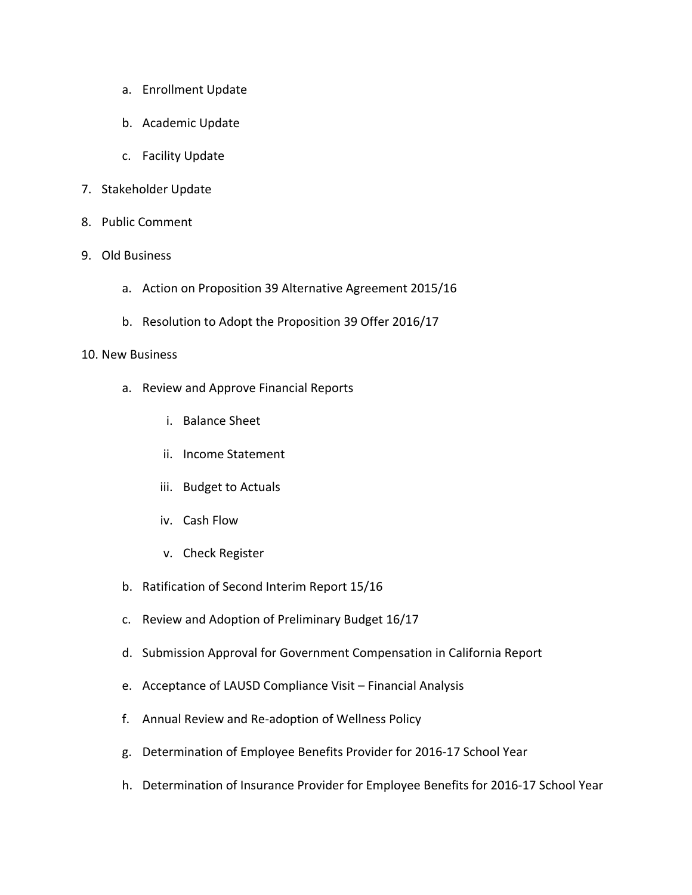a. Enrollment Update

   b. Academic Update

   c. Facility Update

7. Stakeholder Update

8. Public Comment

9. Old Business

   a. Action on Proposition 39 Alternative Agreement 2015/16

   b. Resolution to Adopt the Proposition 39 Offer 2016/17

10. New Business

   a. Review and Approve Financial Reports

      i. Balance Sheet

      ii. Income Statement

      iii. Budget to Actuals

      iv. Cash Flow

      v. Check Register

   b. Ratification of Second Interim Report 15/16

   c. Review and Adoption of Preliminary Budget 16/17

   d. Submission Approval for Government Compensation in California Report

   e. Acceptance of LAUSD Compliance Visit – Financial Analysis

   f. Annual Review and Re-adoption of Wellness Policy

   g. Determination of Employee Benefits Provider for 2016-17 School Year

   h. Determination of Insurance Provider for Employee Benefits for 2016-17 School Year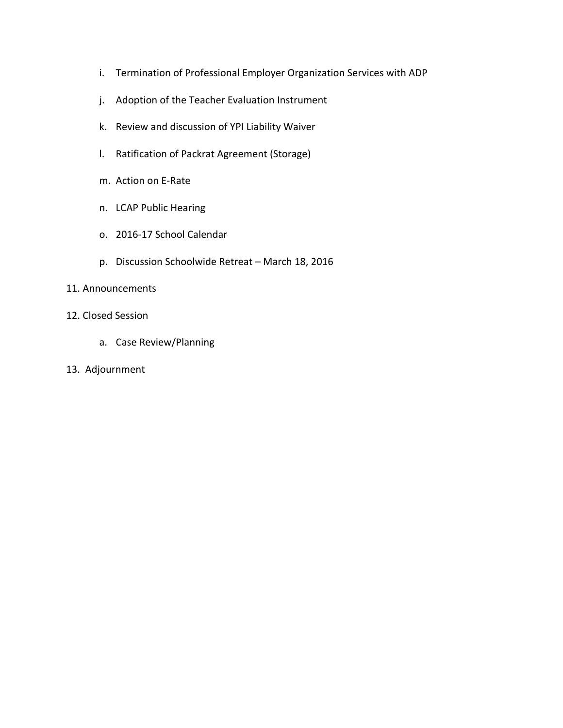i. Termination of Professional Employer Organization Services with ADP

   j. Adoption of the Teacher Evaluation Instrument

   k. Review and discussion of YPI Liability Waiver

   l. Ratification of Packrat Agreement (Storage)

   m. Action on E-Rate

   n. LCAP Public Hearing

   o. 2016-17 School Calendar

   p. Discussion Schoolwide Retreat – March 18, 2016

11. Announcements

12. Closed Session

   a. Case Review/Planning

13. Adjournment